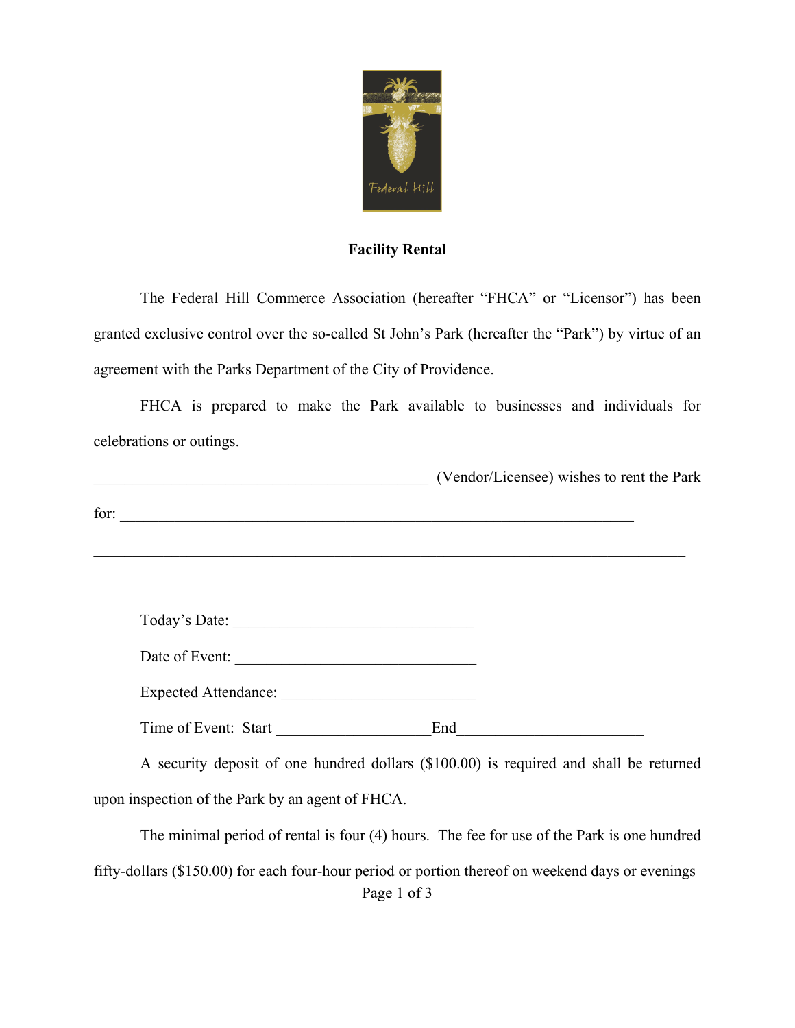**Facility Rental**

The Federal Hill Commerce Association (hereafter "FHCA" or "Licensor") has been granted exclusive control over the so-called St John's Park (hereafter the "Park") by virtue of an agreement with the Parks Department of the City of Providence.

FHCA is prepared to make the Park available to businesses and individuals for celebrations or outings.

_____________________________________________ (Vendor/Licensee) wishes to rent the Park for: _____________________________________________________________________

_______________________________________________________________________________

Today's Date: ________________________________

Date of Event: ________________________________

Expected Attendance: __________________________

Time of Event: Start ____________________End________________________

A security deposit of one hundred dollars ($100.00) is required and shall be returned upon inspection of the Park by an agent of FHCA.

The minimal period of rental is four (4) hours. The fee for use of the Park is one hundred fifty-dollars ($150.00) for each four-hour period or portion thereof on weekend days or evenings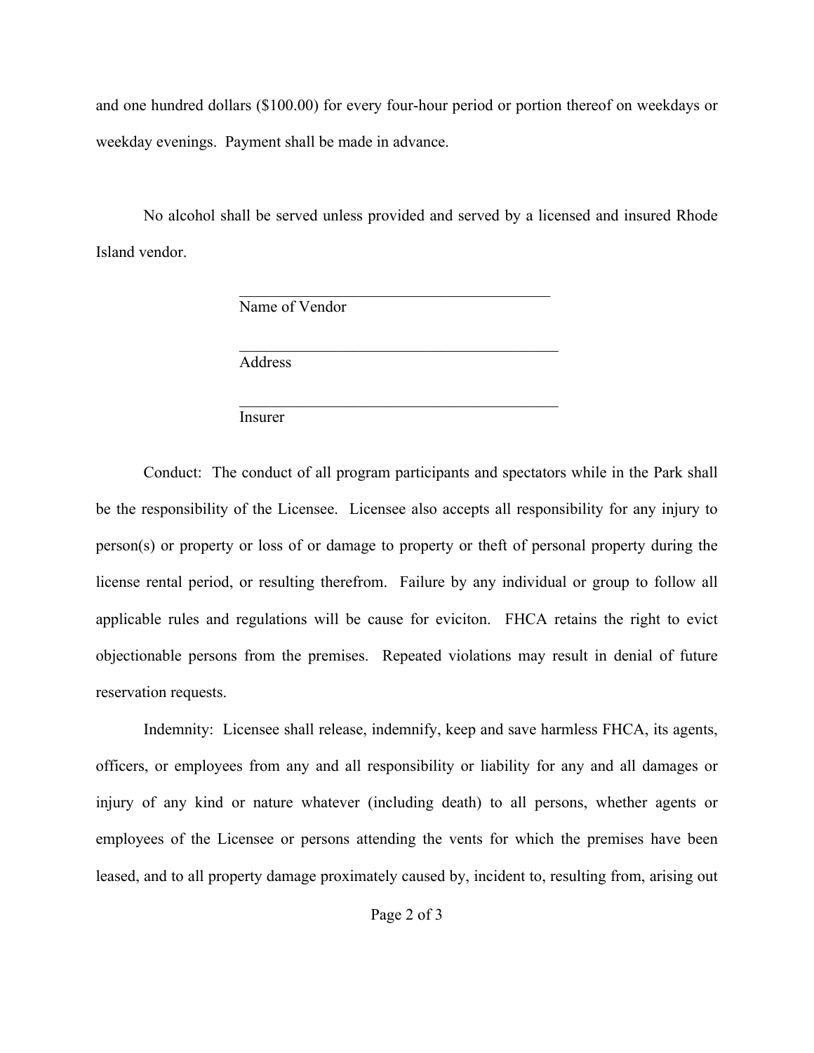and one hundred dollars ($100.00) for every four-hour period or portion thereof on weekdays or weekday evenings. Payment shall be made in advance.

No alcohol shall be served unless provided and served by a licensed and insured Rhode Island vendor.

_________________________________________
Name of Vendor

__________________________________________
Address

__________________________________________
Insurer

Conduct: The conduct of all program participants and spectators while in the Park shall be the responsibility of the Licensee. Licensee also accepts all responsibility for any injury to person(s) or property or loss of or damage to property or theft of personal property during the license rental period, or resulting therefrom. Failure by any individual or group to follow all applicable rules and regulations will be cause for eviciton. FHCA retains the right to evict objectionable persons from the premises. Repeated violations may result in denial of future reservation requests.

Indemnity: Licensee shall release, indemnify, keep and save harmless FHCA, its agents, officers, or employees from any and all responsibility or liability for any and all damages or injury of any kind or nature whatever (including death) to all persons, whether agents or employees of the Licensee or persons attending the vents for which the premises have been leased, and to all property damage proximately caused by, incident to, resulting from, arising out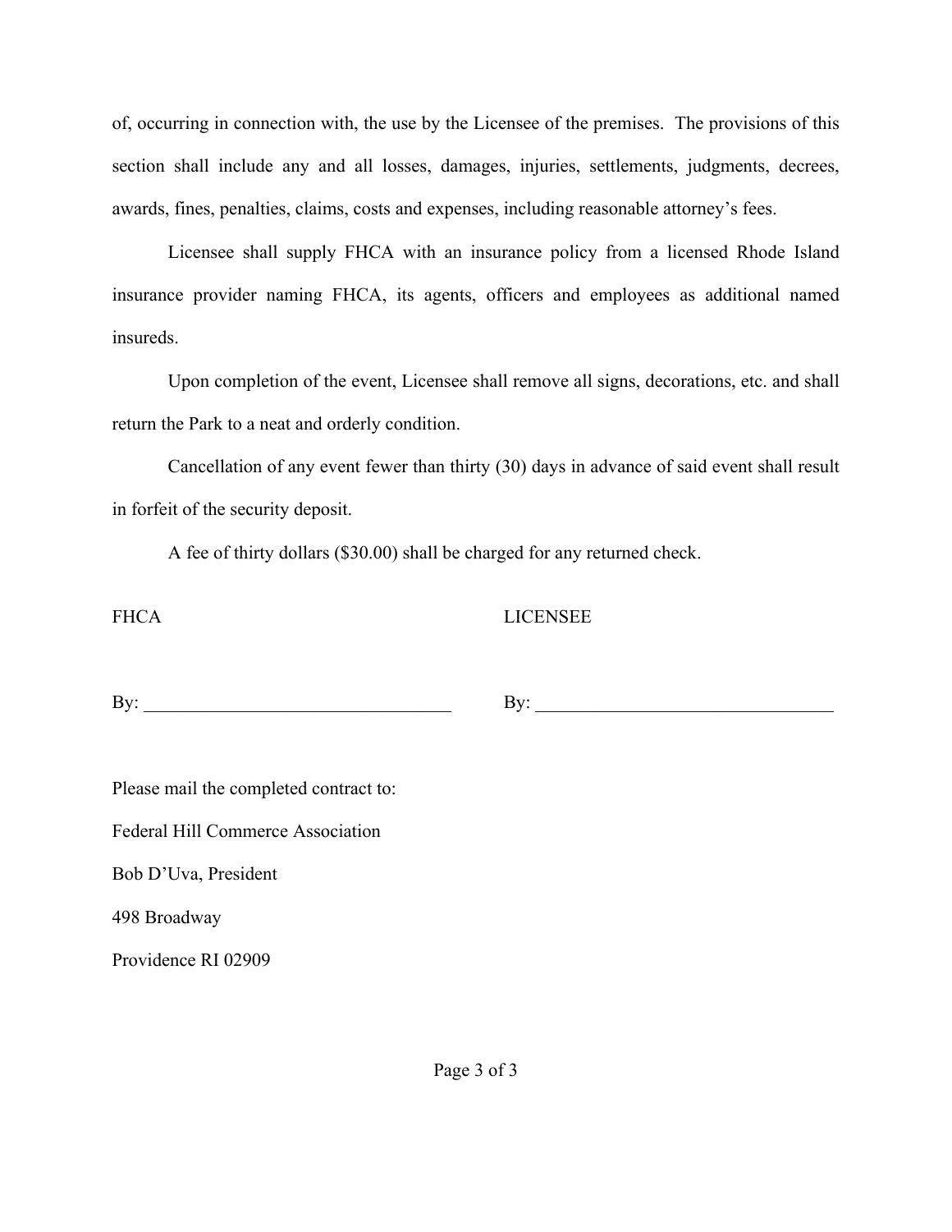of, occurring in connection with, the use by the Licensee of the premises. The provisions of this section shall include any and all losses, damages, injuries, settlements, judgments, decrees, awards, fines, penalties, claims, costs and expenses, including reasonable attorney's fees.

Licensee shall supply FHCA with an insurance policy from a licensed Rhode Island insurance provider naming FHCA, its agents, officers and employees as additional named insureds.

Upon completion of the event, Licensee shall remove all signs, decorations, etc. and shall return the Park to a neat and orderly condition.

Cancellation of any event fewer than thirty (30) days in advance of said event shall result in forfeit of the security deposit.

A fee of thirty dollars ($30.00) shall be charged for any returned check.

FHCA

By: _________________________________

LICENSEE

By: _________________________________

Please mail the completed contract to:

Federal Hill Commerce Association

Bob D'Uva, President

498 Broadway

Providence RI 02909